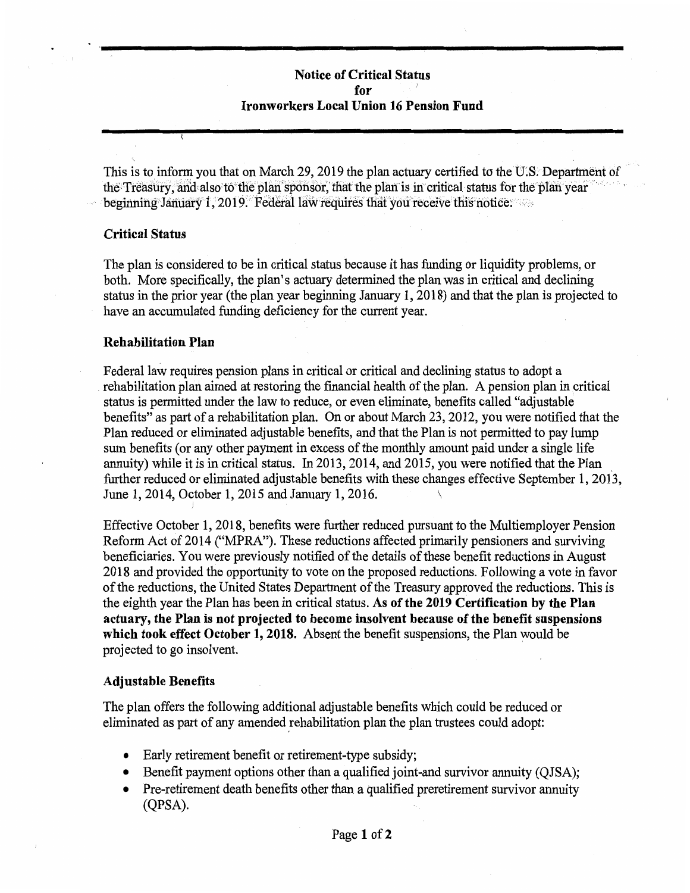# Notice of Critical Status for Ironworkers Local Union 16 Pension Fund

This is to inform you that on March 29, 2019 the plan actuary certified to the U.S. Department of the Treasury, and also to the plan sponsor, that the plan is in critical status for the plan year beginning January 1, 2019. Federal law requires that you receive this notice.

## Critical Status

The plan is considered to be in critical status because it has funding or liquidity problems, or both. More specifically, the plan's actuary determined the plan was in critical and declining status in the prior year (the plan year beginning January 1, 2018) and that the plan is projected to have an accumulated funding deficiency for the current year.

## Rehabilitation Plan

Federal law requires pension plans in critical or critical and declining status to adopt a rehabilitation plan aimed at restoring the financial health of the plan. A pension plan in critical status is permitted under the law to reduce, or even eliminate, benefits called "adjustable benefits" as part of a rehabilitation plan. On or about March 23, 2012, you were notified that the Plan reduced or eliminated adjustable benefits, and that the Plan is not permitted to pay lump sum benefits (or any other payment in excess of the monthly amount paid under a single life annuity) while it is in critical status. In 2013, 2014, and 2015, you were notified that the Plan further reduced or eliminated adjustable benefits with these changes effective September 1, 2013, June 1, 2014, October 1, 2015 and January 1, 2016.

Effective October 1, 2018, benefits were further reduced pursuant to the Multiemployer Pension Reform Act of 2014 ("MPRA"). These reductions affected primarily pensioners and surviving beneficiaries. You were previously notified of the details of these benefit reductions in August 2018 and provided the opportunity to vote on the proposed reductions. Following a vote in favor of the reductions, the United States Department of the Treasury approved the reductions. This is the eighth year the Plan has been in critical status. **As of the 2019 Certification by the Plan actuary, the Plan is not projected to become insolvent because of the benefit suspensions which took effect October 1, 2018.** Absent the benefit suspensions, the Plan would be projected to go insolvent.

## Adjustable Benefits

The plan offers the following additional adjustable benefits which could be reduced or eliminated as part of any amended rehabilitation plan the plan trustees could adopt:

- Early retirement benefit or retirement-type subsidy;
- Benefit payment options other than a qualified joint-and survivor annuity (QJSA);
- Pre-retirement death benefits other than a qualified preretirement survivor annuity (QPSA).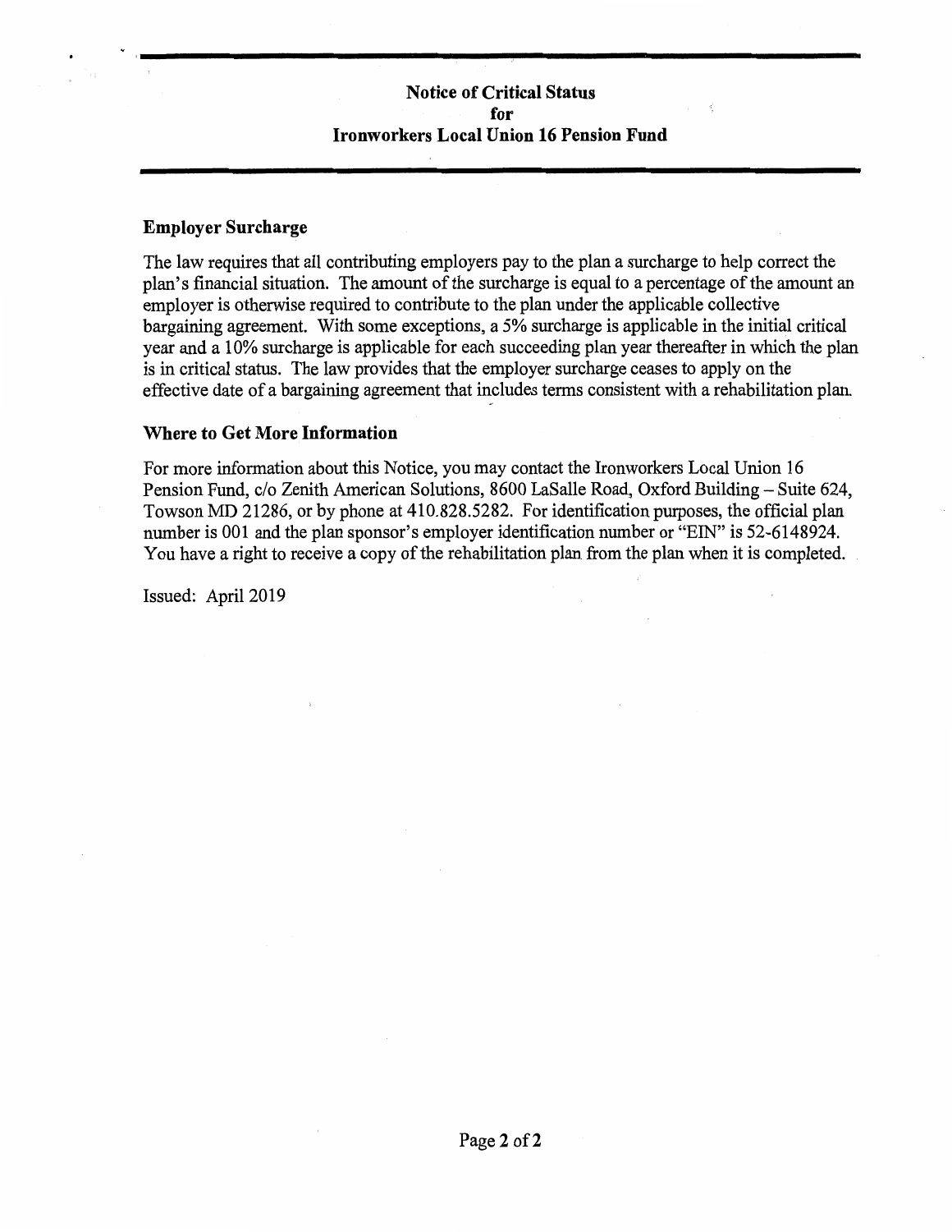**Notice of Critical Status**
**for**
**Ironworkers Local Union 16 Pension Fund**

## Employer Surcharge

The law requires that all contributing employers pay to the plan a surcharge to help correct the plan's financial situation. The amount of the surcharge is equal to a percentage of the amount an employer is otherwise required to contribute to the plan under the applicable collective bargaining agreement. With some exceptions, a 5% surcharge is applicable in the initial critical year and a 10% surcharge is applicable for each succeeding plan year thereafter in which the plan is in critical status. The law provides that the employer surcharge ceases to apply on the effective date of a bargaining agreement that includes terms consistent with a rehabilitation plan.

## Where to Get More Information

For more information about this Notice, you may contact the Ironworkers Local Union 16 Pension Fund, c/o Zenith American Solutions, 8600 LaSalle Road, Oxford Building – Suite 624, Towson MD 21286, or by phone at 410.828.5282. For identification purposes, the official plan number is 001 and the plan sponsor's employer identification number or "EIN" is 52-6148924. You have a right to receive a copy of the rehabilitation plan from the plan when it is completed.

Issued: April 2019